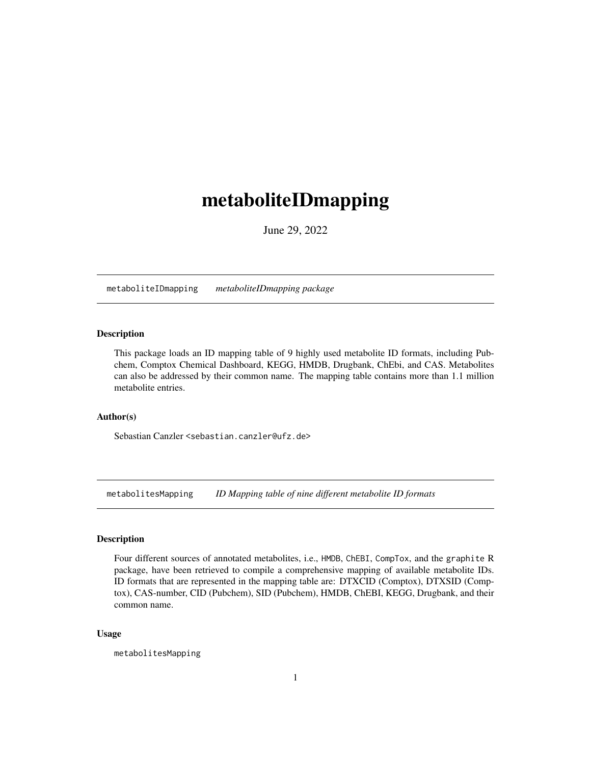# metaboliteIDmapping

June 29, 2022

---

`metaboliteIDmapping` *metaboliteIDmapping package*

---

### Description

This package loads an ID mapping table of 9 highly used metabolite ID formats, including Pubchem, Comptox Chemical Dashboard, KEGG, HMDB, Drugbank, ChEbi, and CAS. Metabolites can also be addressed by their common name. The mapping table contains more than 1.1 million metabolite entries.

### Author(s)

Sebastian Canzler <`sebastian.canzler@ufz.de`>

---

`metabolitesMapping` *ID Mapping table of nine different metabolite ID formats*

---

### Description

Four different sources of annotated metabolites, i.e., `HMDB`, `ChEBI`, `CompTox`, and the `graphite` R package, have been retrieved to compile a comprehensive mapping of available metabolite IDs. ID formats that are represented in the mapping table are: DTXCID (Comptox), DTXSID (Comptox), CAS-number, CID (Pubchem), SID (Pubchem), HMDB, ChEBI, KEGG, Drugbank, and their common name.

### Usage

```
metabolitesMapping
```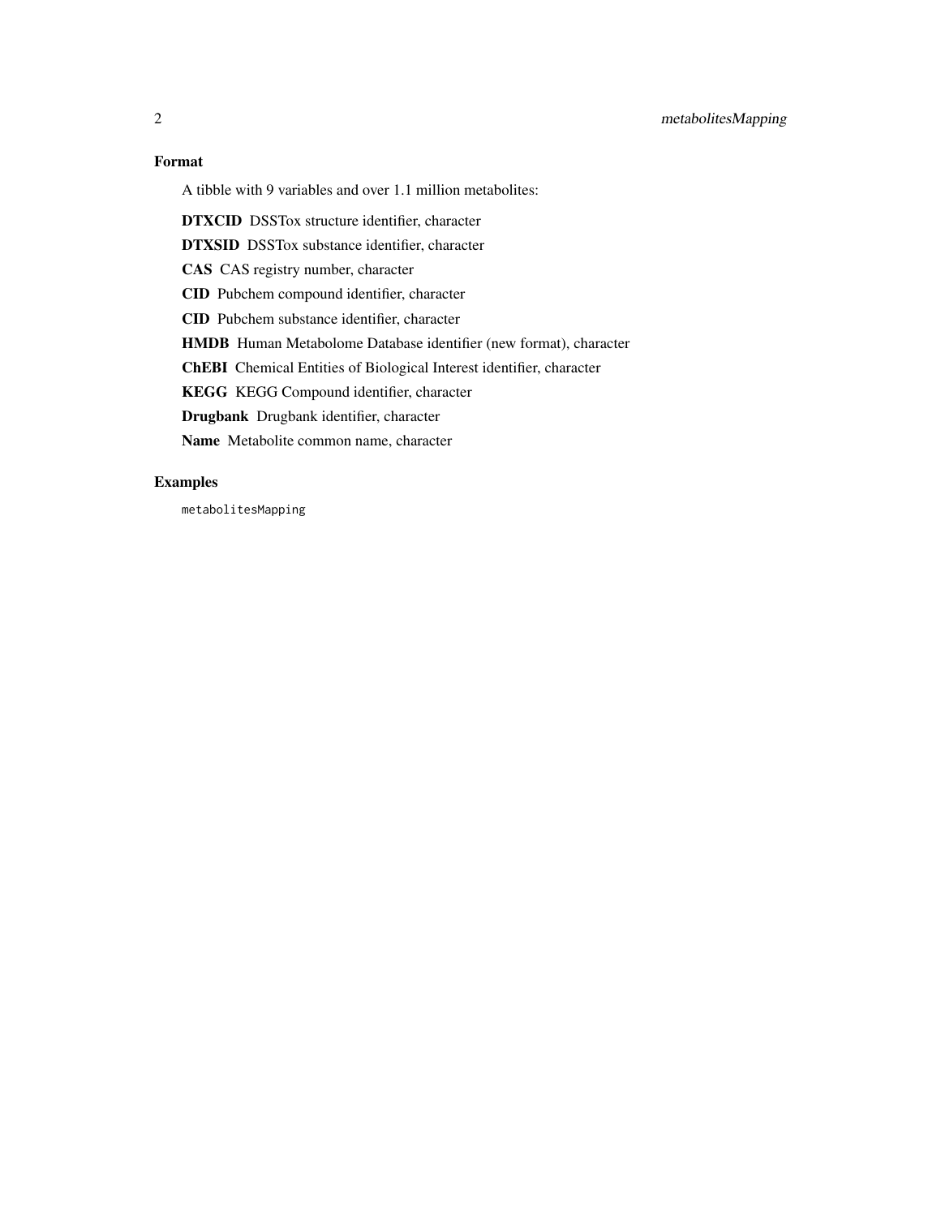## Format

A tibble with 9 variables and over 1.1 million metabolites:

**DTXCID** DSSTox structure identifier, character

**DTXSID** DSSTox substance identifier, character

**CAS** CAS registry number, character

**CID** Pubchem compound identifier, character

**CID** Pubchem substance identifier, character

**HMDB** Human Metabolome Database identifier (new format), character

**ChEBI** Chemical Entities of Biological Interest identifier, character

**KEGG** KEGG Compound identifier, character

**Drugbank** Drugbank identifier, character

**Name** Metabolite common name, character

## Examples

```
metabolitesMapping
```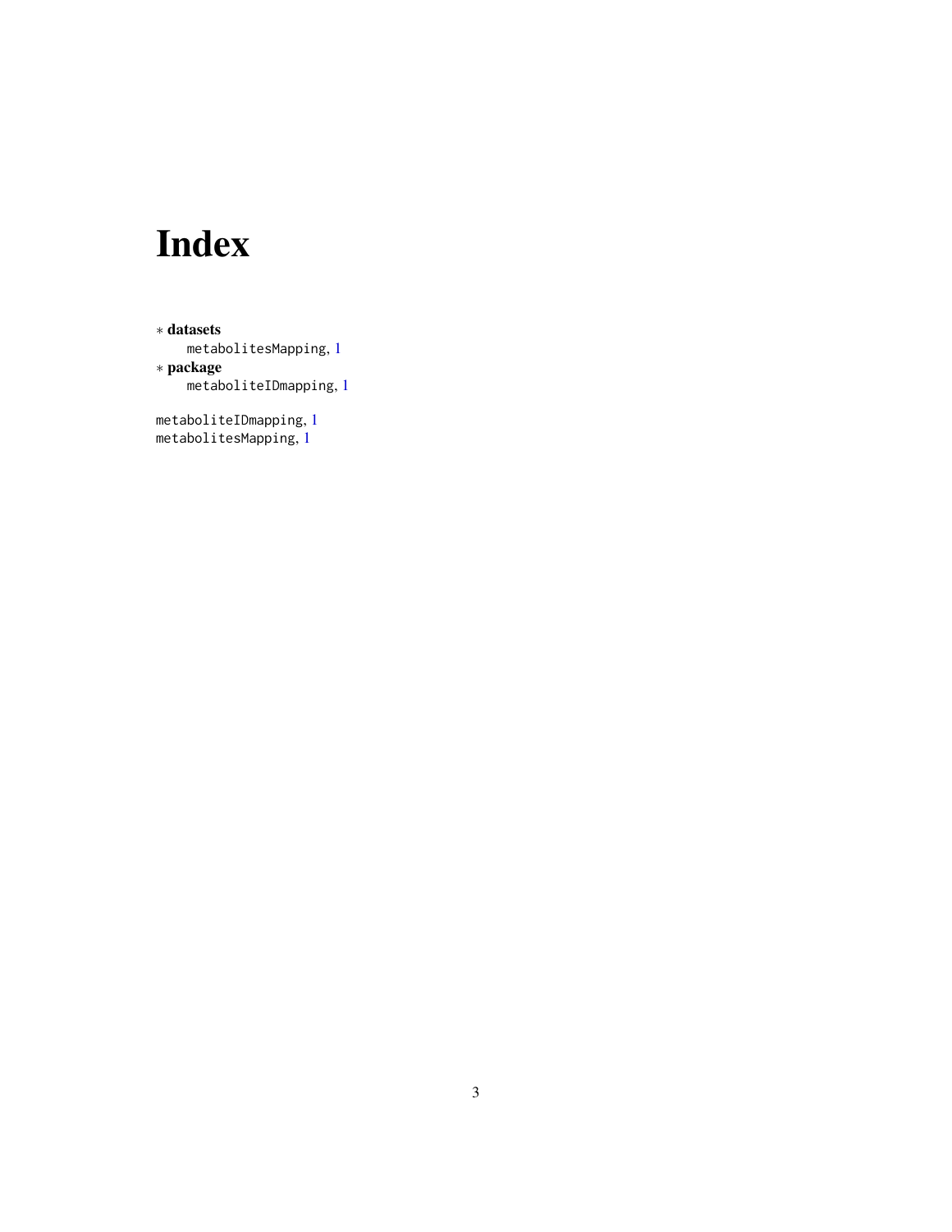# Index

∗ **datasets**
    metabolitesMapping, 1
∗ **package**
    metaboliteIDmapping, 1

metaboliteIDmapping, 1
metabolitesMapping, 1